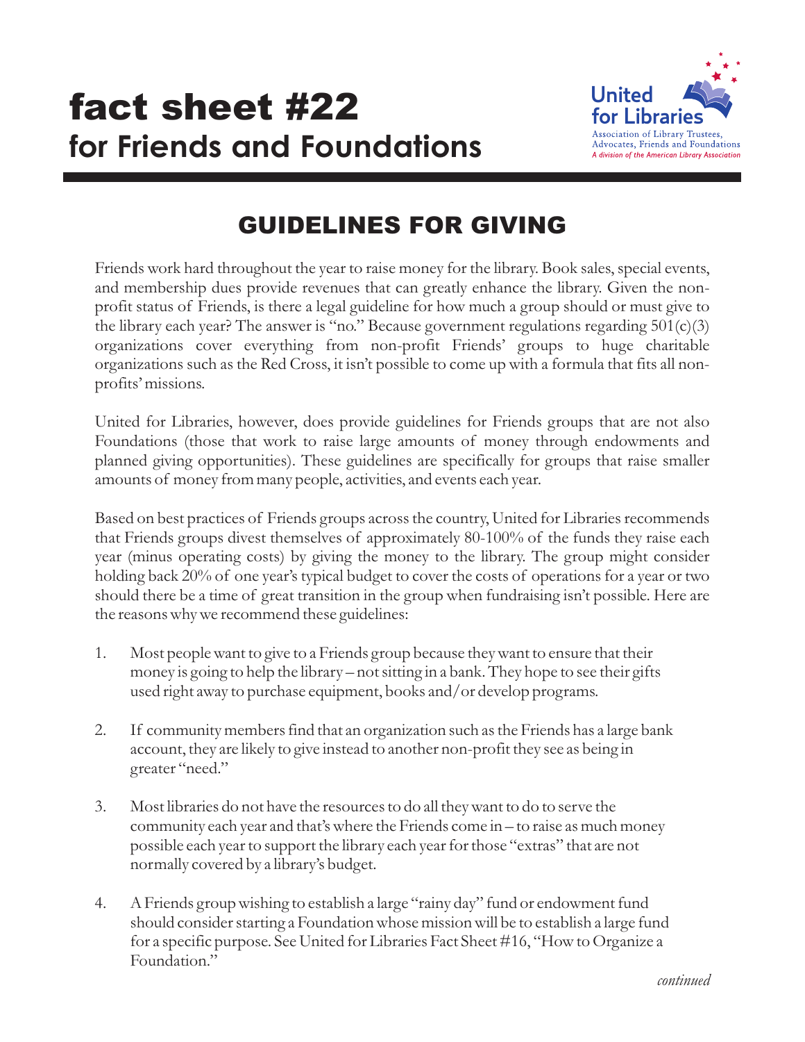# fact sheet #22
## for Friends and Foundations

United for Libraries
Association of Library Trustees, Advocates, Friends and Foundations
*A division of the American Library Association*

## GUIDELINES FOR GIVING

Friends work hard throughout the year to raise money for the library. Book sales, special events, and membership dues provide revenues that can greatly enhance the library. Given the non-profit status of Friends, is there a legal guideline for how much a group should or must give to the library each year? The answer is "no." Because government regulations regarding 501(c)(3) organizations cover everything from non-profit Friends' groups to huge charitable organizations such as the Red Cross, it isn't possible to come up with a formula that fits all non-profits' missions.

United for Libraries, however, does provide guidelines for Friends groups that are not also Foundations (those that work to raise large amounts of money through endowments and planned giving opportunities). These guidelines are specifically for groups that raise smaller amounts of money from many people, activities, and events each year.

Based on best practices of Friends groups across the country, United for Libraries recommends that Friends groups divest themselves of approximately 80-100% of the funds they raise each year (minus operating costs) by giving the money to the library. The group might consider holding back 20% of one year's typical budget to cover the costs of operations for a year or two should there be a time of great transition in the group when fundraising isn't possible. Here are the reasons why we recommend these guidelines:

1. Most people want to give to a Friends group because they want to ensure that their money is going to help the library – not sitting in a bank. They hope to see their gifts used right away to purchase equipment, books and/or develop programs.

2. If community members find that an organization such as the Friends has a large bank account, they are likely to give instead to another non-profit they see as being in greater "need."

3. Most libraries do not have the resources to do all they want to do to serve the community each year and that's where the Friends come in – to raise as much money possible each year to support the library each year for those "extras" that are not normally covered by a library's budget.

4. A Friends group wishing to establish a large "rainy day" fund or endowment fund should consider starting a Foundation whose mission will be to establish a large fund for a specific purpose. See United for Libraries Fact Sheet #16, "How to Organize a Foundation."

*continued*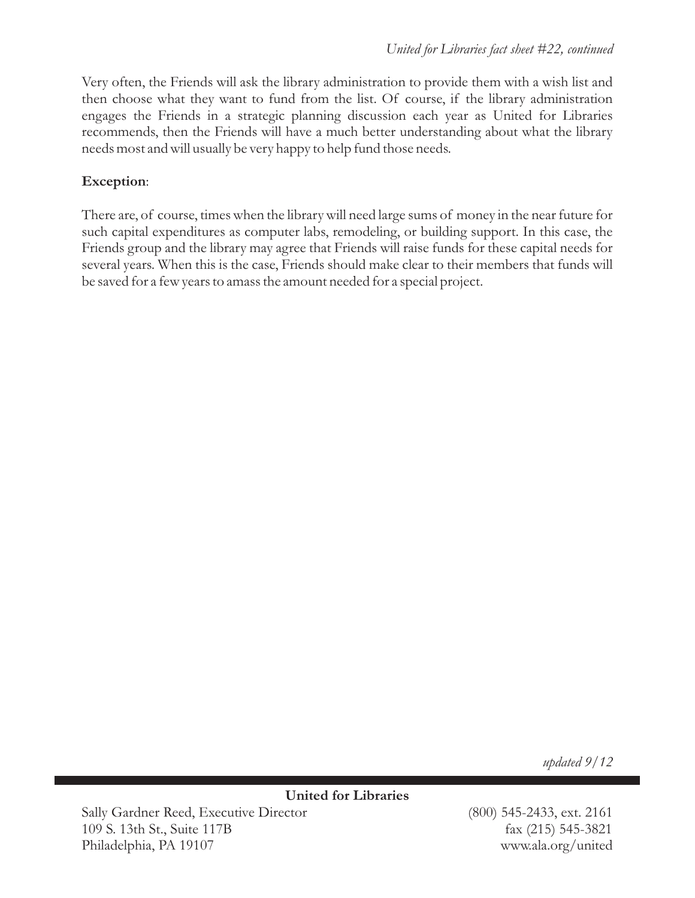Very often, the Friends will ask the library administration to provide them with a wish list and then choose what they want to fund from the list. Of course, if the library administration engages the Friends in a strategic planning discussion each year as United for Libraries recommends, then the Friends will have a much better understanding about what the library needs most and will usually be very happy to help fund those needs.

**Exception**:

There are, of course, times when the library will need large sums of money in the near future for such capital expenditures as computer labs, remodeling, or building support. In this case, the Friends group and the library may agree that Friends will raise funds for these capital needs for several years. When this is the case, Friends should make clear to their members that funds will be saved for a few years to amass the amount needed for a special project.

*updated 9/12*

**United for Libraries**

Sally Gardner Reed, Executive Director
109 S. 13th St., Suite 117B
Philadelphia, PA 19107

(800) 545-2433, ext. 2161
fax (215) 545-3821
www.ala.org/united